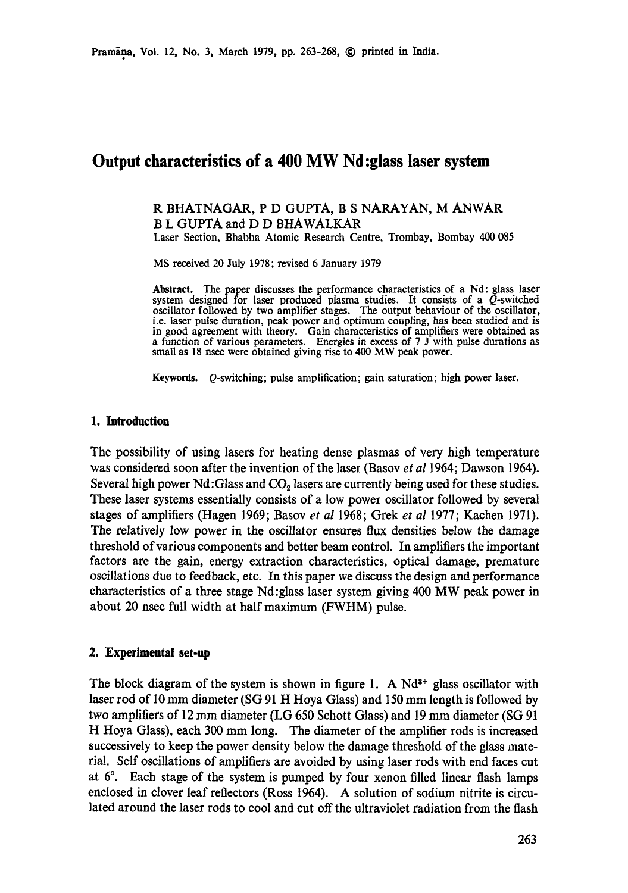# Output characteristics of a 400 MW Nd:glass laser system

R BHATNAGAR, P D GUPTA, B S NARAYAN, M ANWAR
B L GUPTA and D D BHAWALKAR
Laser Section, Bhabha Atomic Research Centre, Trombay, Bombay 400 085

MS received 20 July 1978; revised 6 January 1979

**Abstract.** The paper discusses the performance characteristics of a Nd: glass laser system designed for laser produced plasma studies. It consists of a $Q$-switched oscillator followed by two amplifier stages. The output behaviour of the oscillator, i.e. laser pulse duration, peak power and optimum coupling, has been studied and is in good agreement with theory. Gain characteristics of amplifiers were obtained as a function of various parameters. Energies in excess of 7 J with pulse durations as small as 18 nsec were obtained giving rise to 400 MW peak power.

**Keywords.** $Q$-switching; pulse amplification; gain saturation; high power laser.

## 1. Introduction

The possibility of using lasers for heating dense plasmas of very high temperature was considered soon after the invention of the laser (Basov *et al* 1964; Dawson 1964). Several high power Nd:Glass and $CO_2$ lasers are currently being used for these studies. These laser systems essentially consists of a low power oscillator followed by several stages of amplifiers (Hagen 1969; Basov *et al* 1968; Grek *et al* 1977; Kachen 1971). The relatively low power in the oscillator ensures flux densities below the damage threshold of various components and better beam control. In amplifiers the important factors are the gain, energy extraction characteristics, optical damage, premature oscillations due to feedback, etc. In this paper we discuss the design and performance characteristics of a three stage Nd:glass laser system giving 400 MW peak power in about 20 nsec full width at half maximum (FWHM) pulse.

## 2. Experimental set-up

The block diagram of the system is shown in figure 1. A $Nd^{3+}$ glass oscillator with laser rod of 10 mm diameter (SG 91 H Hoya Glass) and 150 mm length is followed by two amplifiers of 12 mm diameter (LG 650 Schott Glass) and 19 mm diameter (SG 91 H Hoya Glass), each 300 mm long. The diameter of the amplifier rods is increased successively to keep the power density below the damage threshold of the glass material. Self oscillations of amplifiers are avoided by using laser rods with end faces cut at 6°. Each stage of the system is pumped by four xenon filled linear flash lamps enclosed in clover leaf reflectors (Ross 1964). A solution of sodium nitrite is circulated around the laser rods to cool and cut off the ultraviolet radiation from the flash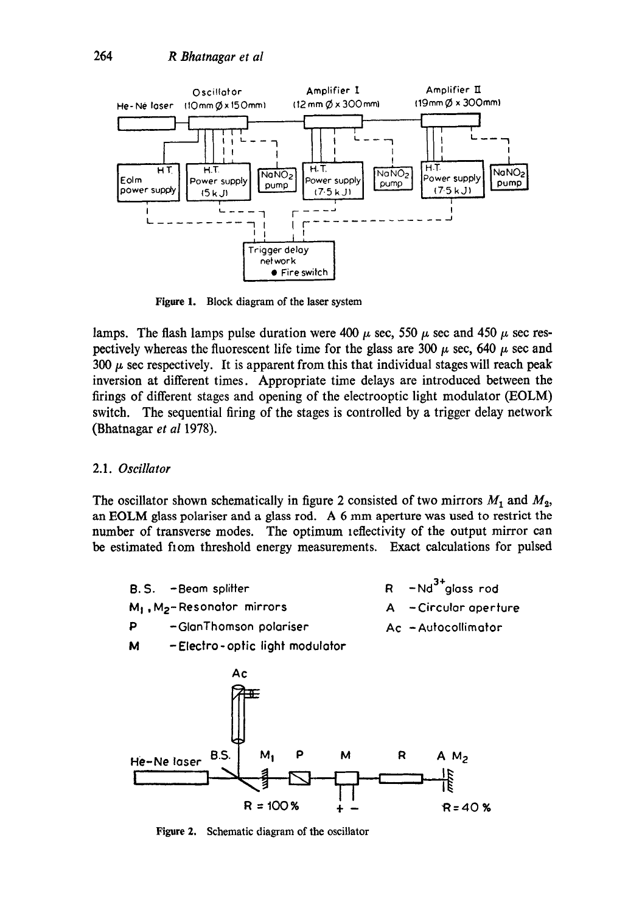Figure 1. Block diagram of the laser system

lamps. The flash lamps pulse duration were 400 $\mu$ sec, 550 $\mu$ sec and 450 $\mu$ sec respectively whereas the fluorescent life time for the glass are 300 $\mu$ sec, 640 $\mu$ sec and 300 $\mu$ sec respectively. It is apparent from this that individual stages will reach peak inversion at different times. Appropriate time delays are introduced between the firings of different stages and opening of the electrooptic light modulator (EOLM) switch. The sequential firing of the stages is controlled by a trigger delay network (Bhatnagar *et al* 1978).

### 2.1. *Oscillator*

The oscillator shown schematically in figure 2 consisted of two mirrors $M_1$ and $M_2$, an EOLM glass polariser and a glass rod. A 6 mm aperture was used to restrict the number of transverse modes. The optimum ieflectivity of the output mirror can be estimated fiom threshold energy measurements. Exact calculations for pulsed

Figure 2. Schematic diagram of the oscillator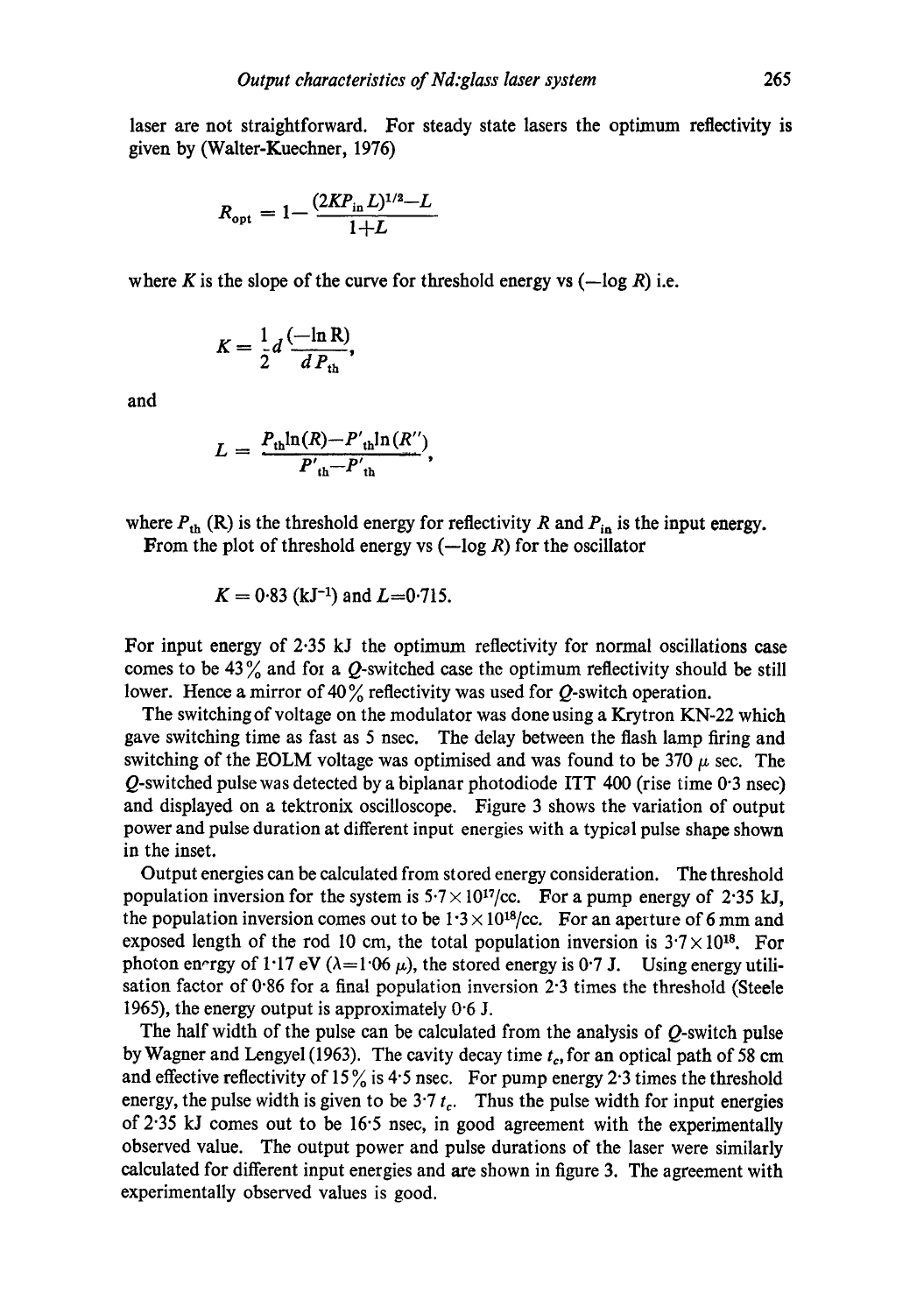laser are not straightforward. For steady state lasers the optimum reflectivity is given by (Walter-Kuechner, 1976)

$$R_{\text{opt}} = 1 - \frac{(2KP_{\text{in}}L)^{1/2} - L}{1+L}$$

where $K$ is the slope of the curve for threshold energy vs ($-\log R$) i.e.

$$K = \frac{1}{2} d \frac{(-\ln R)}{d P_{\text{th}}},$$

and

$$L = \frac{P_{\text{th}} \ln(R) - P'_{\text{th}} \ln(R'')}{P'_{\text{th}} - P'_{\text{th}}},$$

where $P_{\text{th}}$ (R) is the threshold energy for reflectivity $R$ and $P_{\text{in}}$ is the input energy.

From the plot of threshold energy vs ($-\log R$) for the oscillator

$$K = 0{\cdot}83 \text{ (kJ}^{-1}\text{) and } L = 0{\cdot}715.$$

For input energy of 2·35 kJ the optimum reflectivity for normal oscillations case comes to be 43% and for a $Q$-switched case the optimum reflectivity should be still lower. Hence a mirror of 40% reflectivity was used for $Q$-switch operation.

The switching of voltage on the modulator was done using a Krytron KN-22 which gave switching time as fast as 5 nsec. The delay between the flash lamp firing and switching of the EOLM voltage was optimised and was found to be 370 $\mu$ sec. The $Q$-switched pulse was detected by a biplanar photodiode ITT 400 (rise time 0·3 nsec) and displayed on a tektronix oscilloscope. Figure 3 shows the variation of output power and pulse duration at different input energies with a typical pulse shape shown in the inset.

Output energies can be calculated from stored energy consideration. The threshold population inversion for the system is $5{\cdot}7 \times 10^{17}$/cc. For a pump energy of 2·35 kJ, the population inversion comes out to be $1{\cdot}3 \times 10^{18}$/cc. For an aperture of 6 mm and exposed length of the rod 10 cm, the total population inversion is $3{\cdot}7 \times 10^{18}$. For photon energy of 1·17 eV ($\lambda = 1{\cdot}06\ \mu$), the stored energy is 0·7 J. Using energy utilisation factor of 0·86 for a final population inversion 2·3 times the threshold (Steele 1965), the energy output is approximately 0·6 J.

The half width of the pulse can be calculated from the analysis of $Q$-switch pulse by Wagner and Lengyel (1963). The cavity decay time $t_c$, for an optical path of 58 cm and effective reflectivity of 15% is 4·5 nsec. For pump energy 2·3 times the threshold energy, the pulse width is given to be 3·7 $t_c$. Thus the pulse width for input energies of 2·35 kJ comes out to be 16·5 nsec, in good agreement with the experimentally observed value. The output power and pulse durations of the laser were similarly calculated for different input energies and are shown in figure 3. The agreement with experimentally observed values is good.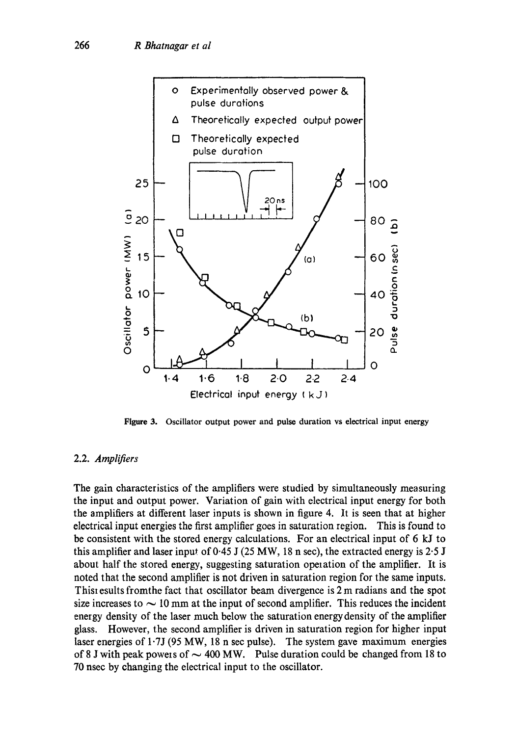**Figure 3.** Oscillator output power and pulse duration vs electrical input energy

### 2.2. *Amplifiers*

The gain characteristics of the amplifiers were studied by simultaneously measuring the input and output power. Variation of gain with electrical input energy for both the amplifiers at different laser inputs is shown in figure 4. It is seen that at higher electrical input energies the first amplifier goes in saturation region. This is found to be consistent with the stored energy calculations. For an electrical input of 6 kJ to this amplifier and laser input of 0·45 J (25 MW, 18 n sec), the extracted energy is 2·5 J about half the stored energy, suggesting saturation operation of the amplifier. It is noted that the second amplifier is not driven in saturation region for the same inputs. This results from the fact that oscillator beam divergence is 2 m radians and the spot size increases to $\sim$ 10 mm at the input of second amplifier. This reduces the incident energy density of the laser much below the saturation energy density of the amplifier glass. However, the second amplifier is driven in saturation region for higher input laser energies of 1·7J (95 MW, 18 n sec pulse). The system gave maximum energies of 8 J with peak powers of $\sim$ 400 MW. Pulse duration could be changed from 18 to 70 nsec by changing the electrical input to the oscillator.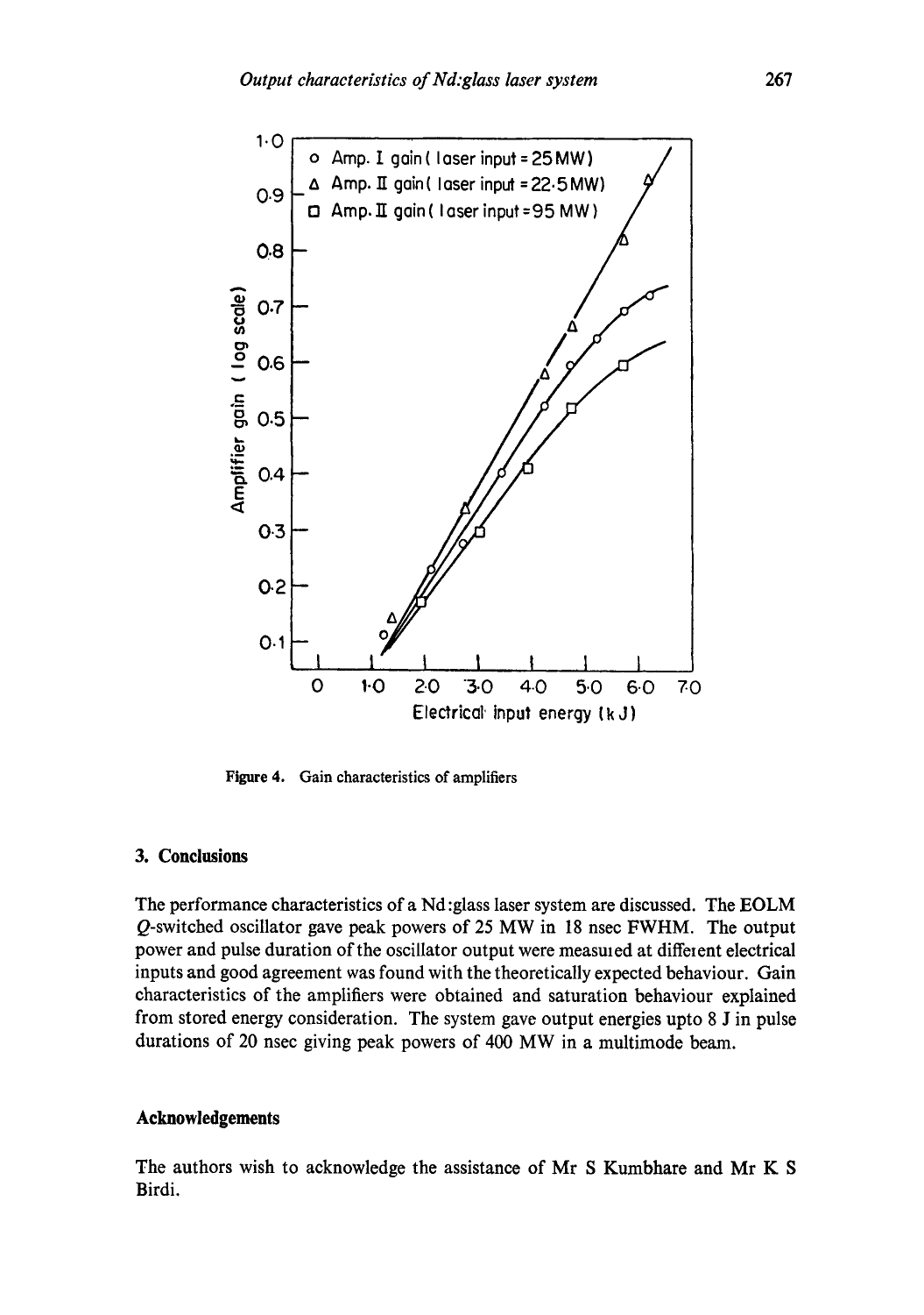Figure 4. Gain characteristics of amplifiers

## 3. Conclusions

The performance characteristics of a Nd:glass laser system are discussed. The EOLM *Q*-switched oscillator gave peak powers of 25 MW in 18 nsec FWHM. The output power and pulse duration of the oscillator output were measured at different electrical inputs and good agreement was found with the theoretically expected behaviour. Gain characteristics of the amplifiers were obtained and saturation behaviour explained from stored energy consideration. The system gave output energies upto 8 J in pulse durations of 20 nsec giving peak powers of 400 MW in a multimode beam.

## Acknowledgements

The authors wish to acknowledge the assistance of Mr S Kumbhare and Mr K S Birdi.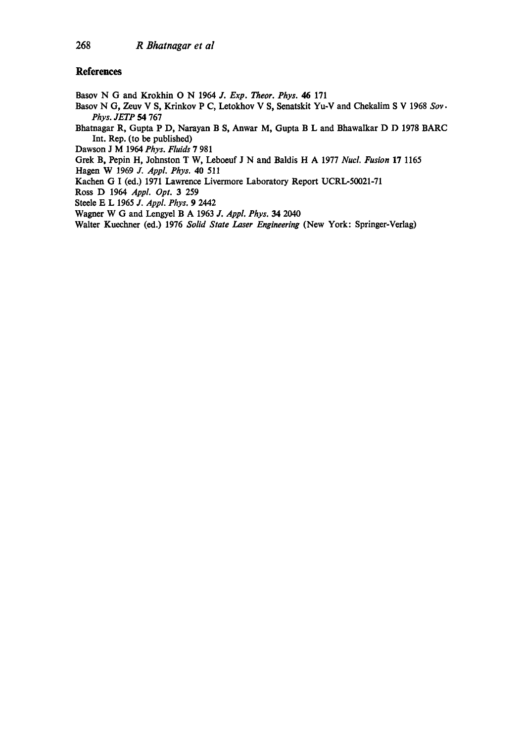## References

Basov N G and Krokhin O N 1964 *J. Exp. Theor. Phys.* **46** 171

Basov N G, Zeuv V S, Krinkov P C, Letokhov V S, Senatskit Yu-V and Chekalim S V 1968 *Sov. Phys. JETP* **54** 767

Bhatnagar R, Gupta P D, Narayan B S, Anwar M, Gupta B L and Bhawalkar D D 1978 BARC Int. Rep. (to be published)

Dawson J M 1964 *Phys. Fluids* **7** 981

Grek B, Pepin H, Johnston T W, Leboeuf J N and Baldis H A 1977 *Nucl. Fusion* **17** 1165

Hagen W 1969 *J. Appl. Phys.* **40** 511

Kachen G I (ed.) 1971 Lawrence Livermore Laboratory Report UCRL-50021-71

Ross D 1964 *Appl. Opt.* **3** 259

Steele E L 1965 *J. Appl. Phys.* **9** 2442

Wagner W G and Lengyel B A 1963 *J. Appl. Phys.* **34** 2040

Walter Kuechner (ed.) 1976 *Solid State Laser Engineering* (New York: Springer-Verlag)